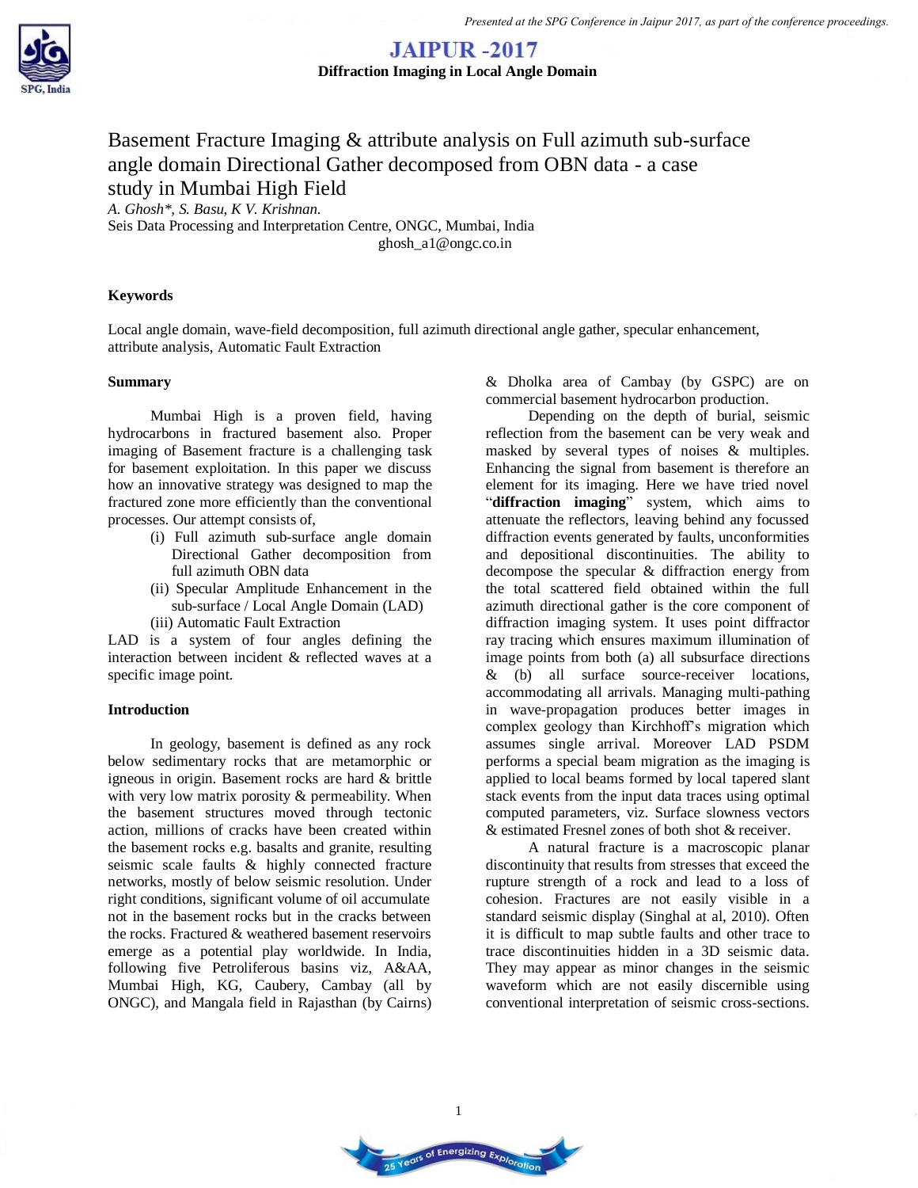# Basement Fracture Imaging & attribute analysis on Full azimuth sub-surface angle domain Directional Gather decomposed from OBN data - a case study in Mumbai High Field

*A. Ghosh\*, S. Basu, K V. Krishnan.*

Seis Data Processing and Interpretation Centre, ONGC, Mumbai, India

ghosh_a1@ongc.co.in

## Keywords

Local angle domain, wave-field decomposition, full azimuth directional angle gather, specular enhancement, attribute analysis, Automatic Fault Extraction

## Summary

Mumbai High is a proven field, having hydrocarbons in fractured basement also. Proper imaging of Basement fracture is a challenging task for basement exploitation. In this paper we discuss how an innovative strategy was designed to map the fractured zone more efficiently than the conventional processes. Our attempt consists of,

(i) Full azimuth sub-surface angle domain Directional Gather decomposition from full azimuth OBN data
(ii) Specular Amplitude Enhancement in the sub-surface / Local Angle Domain (LAD)
(iii) Automatic Fault Extraction

LAD is a system of four angles defining the interaction between incident & reflected waves at a specific image point.

## Introduction

In geology, basement is defined as any rock below sedimentary rocks that are metamorphic or igneous in origin. Basement rocks are hard & brittle with very low matrix porosity & permeability. When the basement structures moved through tectonic action, millions of cracks have been created within the basement rocks e.g. basalts and granite, resulting seismic scale faults & highly connected fracture networks, mostly of below seismic resolution. Under right conditions, significant volume of oil accumulate not in the basement rocks but in the cracks between the rocks. Fractured & weathered basement reservoirs emerge as a potential play worldwide. In India, following five Petroliferous basins viz, A&AA, Mumbai High, KG, Caubery, Cambay (all by ONGC), and Mangala field in Rajasthan (by Cairns) & Dholka area of Cambay (by GSPC) are on commercial basement hydrocarbon production.

Depending on the depth of burial, seismic reflection from the basement can be very weak and masked by several types of noises & multiples. Enhancing the signal from basement is therefore an element for its imaging. Here we have tried novel "**diffraction imaging**" system, which aims to attenuate the reflectors, leaving behind any focussed diffraction events generated by faults, unconformities and depositional discontinuities. The ability to decompose the specular & diffraction energy from the total scattered field obtained within the full azimuth directional gather is the core component of diffraction imaging system. It uses point diffractor ray tracing which ensures maximum illumination of image points from both (a) all subsurface directions & (b) all surface source-receiver locations, accommodating all arrivals. Managing multi-pathing in wave-propagation produces better images in complex geology than Kirchhoff's migration which assumes single arrival. Moreover LAD PSDM performs a special beam migration as the imaging is applied to local beams formed by local tapered slant stack events from the input data traces using optimal computed parameters, viz. Surface slowness vectors & estimated Fresnel zones of both shot & receiver.

A natural fracture is a macroscopic planar discontinuity that results from stresses that exceed the rupture strength of a rock and lead to a loss of cohesion. Fractures are not easily visible in a standard seismic display (Singhal at al, 2010). Often it is difficult to map subtle faults and other trace to trace discontinuities hidden in a 3D seismic data. They may appear as minor changes in the seismic waveform which are not easily discernible using conventional interpretation of seismic cross-sections.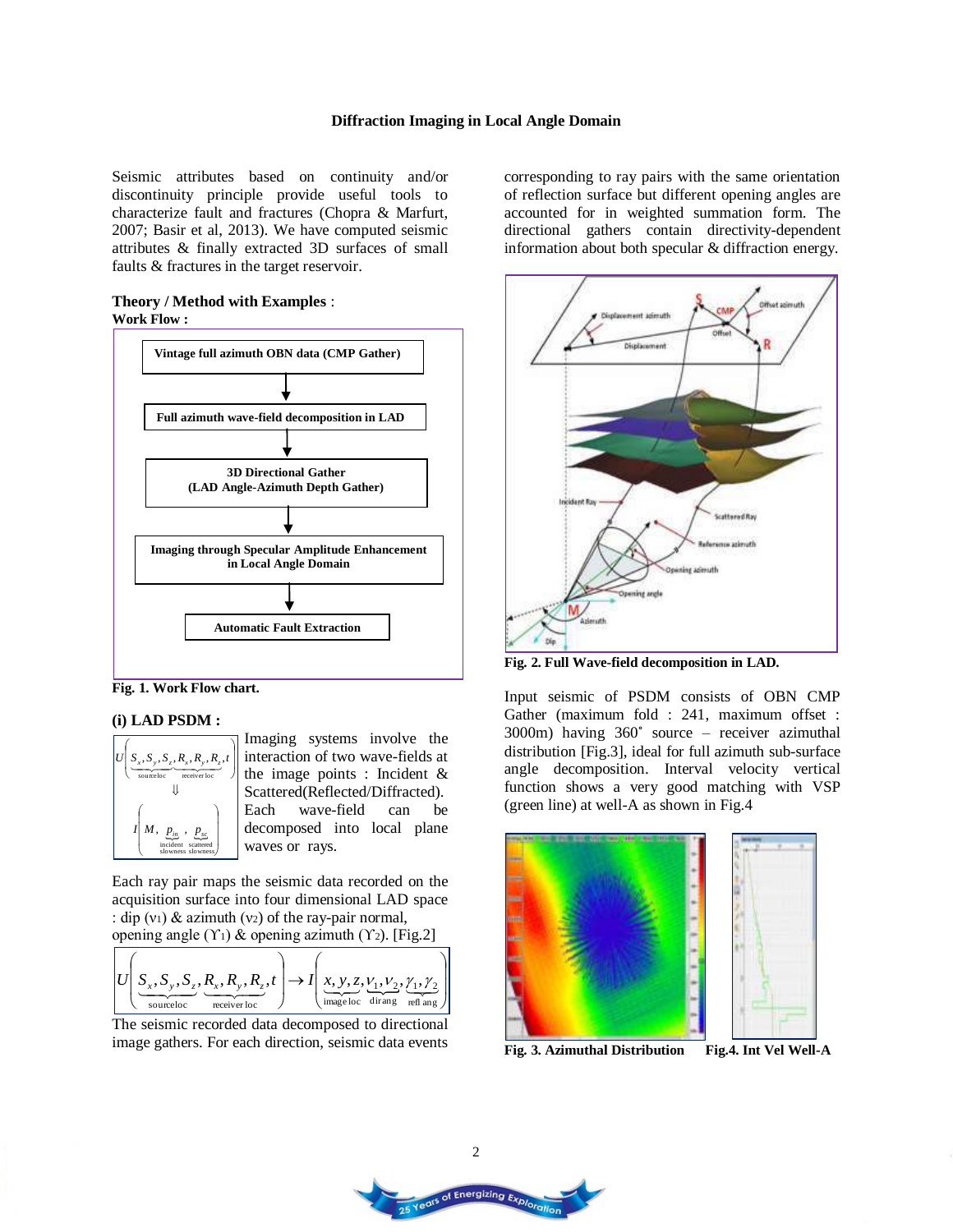## Diffraction Imaging in Local Angle Domain

Seismic attributes based on continuity and/or discontinuity principle provide useful tools to characterize fault and fractures (Chopra & Marfurt, 2007; Basir et al, 2013). We have computed seismic attributes & finally extracted 3D surfaces of small faults & fractures in the target reservoir.

**Theory / Method with Examples** :

**Work Flow :**

**Vintage full azimuth OBN data (CMP Gather)**

↓

**Full azimuth wave-field decomposition in LAD**

↓

**3D Directional Gather (LAD Angle-Azimuth Depth Gather)**

↓

**Imaging through Specular Amplitude Enhancement in Local Angle Domain**

↓

**Automatic Fault Extraction**

**Fig. 1. Work Flow chart.**

### (i) LAD PSDM :

$$U\Big(\underbrace{S_x,S_y,S_z}_{\text{source loc}},\underbrace{R_x,R_y,R_z}_{\text{receiver loc}},t\Big)$$
$$\Downarrow$$
$$I\Big(M,\underbrace{p_{in}}_{\substack{\text{incident}\\\text{slowness}}},\underbrace{p_{sc}}_{\substack{\text{scattered}\\\text{slowness}}}\Big)$$

Imaging systems involve the interaction of two wave-fields at the image points : Incident & Scattered(Reflected/Diffracted). Each wave-field can be decomposed into local plane waves or rays.

Each ray pair maps the seismic data recorded on the acquisition surface into four dimensional LAD space : dip ($\nu_1$) & azimuth ($\nu_2$) of the ray-pair normal, opening angle ($\Upsilon_1$) & opening azimuth ($\Upsilon_2$). [Fig.2]

$$U\Big(\underbrace{S_x,S_y,S_z}_{\text{source loc}},\underbrace{R_x,R_y,R_z}_{\text{receiver loc}},t\Big)\rightarrow I\Big(\underbrace{x,y,z}_{\text{image loc}},\underbrace{\nu_1,\nu_2}_{\text{dir ang}},\underbrace{\gamma_1,\gamma_2}_{\text{refl ang}}\Big)$$

The seismic recorded data decomposed to directional image gathers. For each direction, seismic data events corresponding to ray pairs with the same orientation of reflection surface but different opening angles are accounted for in weighted summation form. The directional gathers contain directivity-dependent information about both specular & diffraction energy.

**Fig. 2. Full Wave-field decomposition in LAD.**

Input seismic of PSDM consists of OBN CMP Gather (maximum fold : 241, maximum offset : 3000m) having 360˚ source – receiver azimuthal distribution [Fig.3], ideal for full azimuth sub-surface angle decomposition. Interval velocity vertical function shows a very good matching with VSP (green line) at well-A as shown in Fig.4

**Fig. 3. Azimuthal Distribution** **Fig.4. Int Vel Well-A**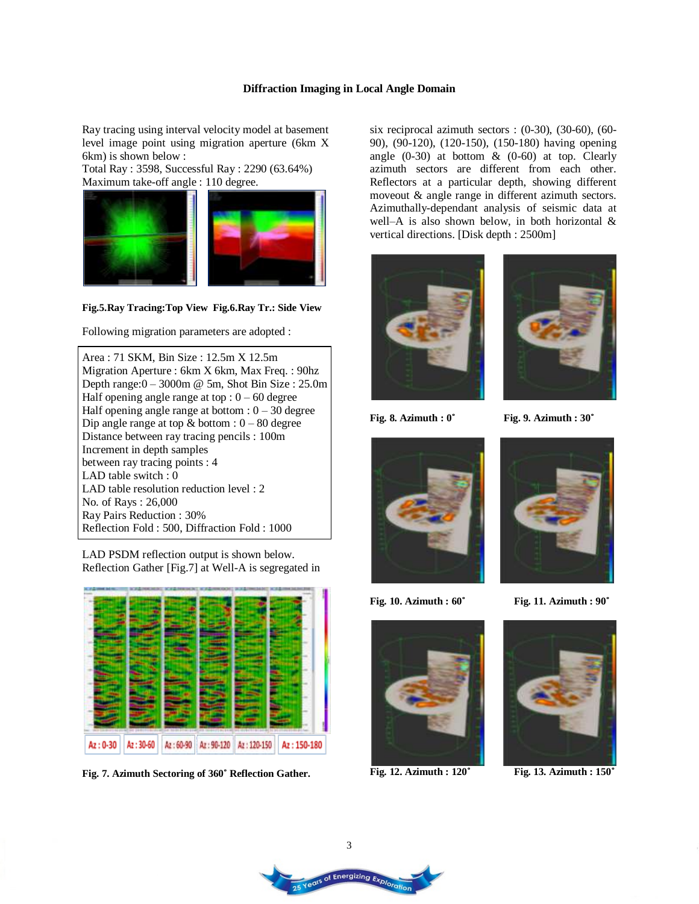### Diffraction Imaging in Local Angle Domain

Ray tracing using interval velocity model at basement level image point using migration aperture (6km X 6km) is shown below :
Total Ray : 3598, Successful Ray : 2290 (63.64%)
Maximum take-off angle : 110 degree.

**Fig.5.Ray Tracing:Top View Fig.6.Ray Tr.: Side View**

Following migration parameters are adopted :

Area : 71 SKM, Bin Size : 12.5m X 12.5m
Migration Aperture : 6km X 6km, Max Freq. : 90hz
Depth range:0 – 3000m @ 5m, Shot Bin Size : 25.0m
Half opening angle range at top : 0 – 60 degree
Half opening angle range at bottom : 0 – 30 degree
Dip angle range at top & bottom : 0 – 80 degree
Distance between ray tracing pencils : 100m
Increment in depth samples
between ray tracing points : 4
LAD table switch : 0
LAD table resolution reduction level : 2
No. of Rays : 26,000
Ray Pairs Reduction : 30%
Reflection Fold : 500, Diffraction Fold : 1000

LAD PSDM reflection output is shown below. Reflection Gather [Fig.7] at Well-A is segregated in six reciprocal azimuth sectors : (0-30), (30-60), (60-90), (90-120), (120-150), (150-180) having opening angle (0-30) at bottom & (0-60) at top. Clearly azimuth sectors are different from each other. Reflectors at a particular depth, showing different moveout & angle range in different azimuth sectors. Azimuthally-dependant analysis of seismic data at well–A is also shown below, in both horizontal & vertical directions. [Disk depth : 2500m]

Az : 0-30 | Az : 30-60 | Az : 60-90 | Az : 90-120 | Az : 120-150 | Az : 150-180

**Fig. 7. Azimuth Sectoring of 360˚ Reflection Gather.**

**Fig. 8. Azimuth : 0˚**

**Fig. 9. Azimuth : 30˚**

**Fig. 10. Azimuth : 60˚**

**Fig. 11. Azimuth : 90˚**

**Fig. 12. Azimuth : 120˚**

**Fig. 13. Azimuth : 150˚**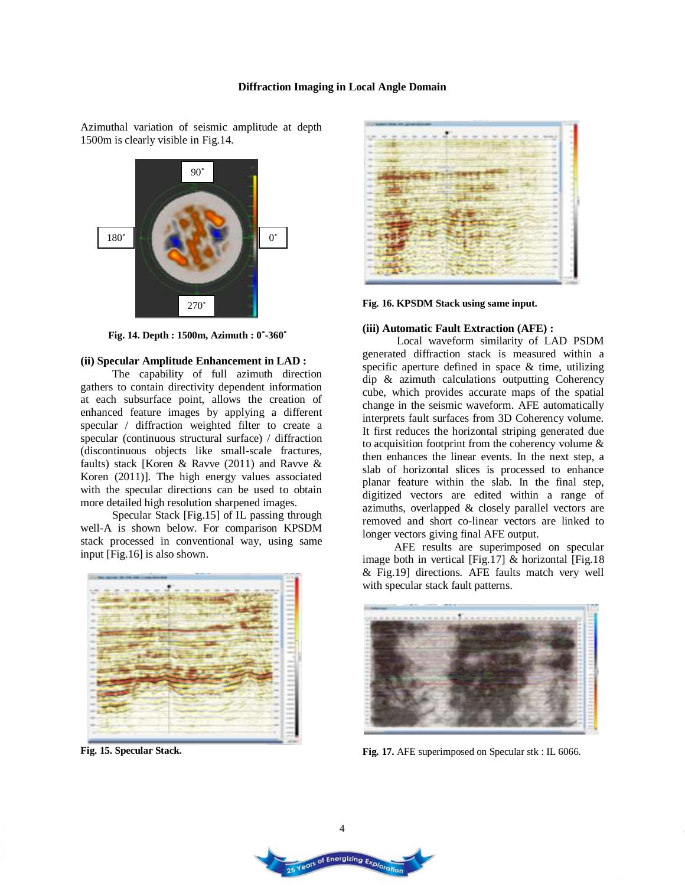Azimuthal variation of seismic amplitude at depth 1500m is clearly visible in Fig.14.

**Fig. 14. Depth : 1500m, Azimuth : 0˚-360˚**

### (ii) Specular Amplitude Enhancement in LAD :

The capability of full azimuth direction gathers to contain directivity dependent information at each subsurface point, allows the creation of enhanced feature images by applying a different specular / diffraction weighted filter to create a specular (continuous structural surface) / diffraction (discontinuous objects like small-scale fractures, faults) stack [Koren & Ravve (2011) and Ravve & Koren (2011)]. The high energy values associated with the specular directions can be used to obtain more detailed high resolution sharpened images.

Specular Stack [Fig.15] of IL passing through well-A is shown below. For comparison KPSDM stack processed in conventional way, using same input [Fig.16] is also shown.

**Fig. 15. Specular Stack.**

**Fig. 16. KPSDM Stack using same input.**

### (iii) Automatic Fault Extraction (AFE) :

Local waveform similarity of LAD PSDM generated diffraction stack is measured within a specific aperture defined in space & time, utilizing dip & azimuth calculations outputting Coherency cube, which provides accurate maps of the spatial change in the seismic waveform. AFE automatically interprets fault surfaces from 3D Coherency volume. It first reduces the horizontal striping generated due to acquisition footprint from the coherency volume & then enhances the linear events. In the next step, a slab of horizontal slices is processed to enhance planar feature within the slab. In the final step, digitized vectors are edited within a range of azimuths, overlapped & closely parallel vectors are removed and short co-linear vectors are linked to longer vectors giving final AFE output.

AFE results are superimposed on specular image both in vertical [Fig.17] & horizontal [Fig.18 & Fig.19] directions. AFE faults match very well with specular stack fault patterns.

**Fig. 17.** AFE superimposed on Specular stk : IL 6066.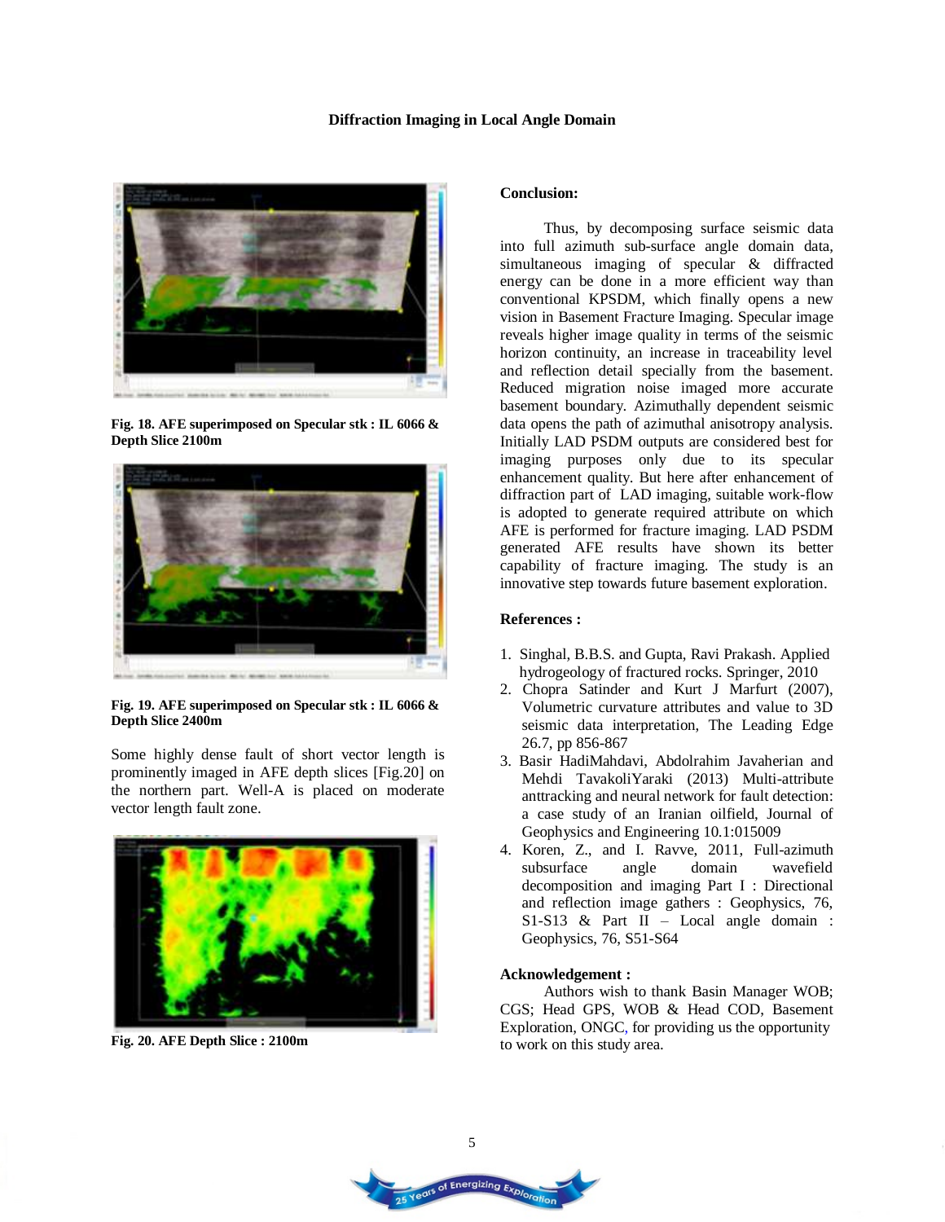Fig. 18. AFE superimposed on Specular stk : IL 6066 & Depth Slice 2100m

Fig. 19. AFE superimposed on Specular stk : IL 6066 & Depth Slice 2400m

Some highly dense fault of short vector length is prominently imaged in AFE depth slices [Fig.20] on the northern part. Well-A is placed on moderate vector length fault zone.

Fig. 20. AFE Depth Slice : 2100m

**Conclusion:**

Thus, by decomposing surface seismic data into full azimuth sub-surface angle domain data, simultaneous imaging of specular & diffracted energy can be done in a more efficient way than conventional KPSDM, which finally opens a new vision in Basement Fracture Imaging. Specular image reveals higher image quality in terms of the seismic horizon continuity, an increase in traceability level and reflection detail specially from the basement. Reduced migration noise imaged more accurate basement boundary. Azimuthally dependent seismic data opens the path of azimuthal anisotropy analysis. Initially LAD PSDM outputs are considered best for imaging purposes only due to its specular enhancement quality. But here after enhancement of diffraction part of LAD imaging, suitable work-flow is adopted to generate required attribute on which AFE is performed for fracture imaging. LAD PSDM generated AFE results have shown its better capability of fracture imaging. The study is an innovative step towards future basement exploration.

**References :**

1. Singhal, B.B.S. and Gupta, Ravi Prakash. Applied hydrogeology of fractured rocks. Springer, 2010
2. Chopra Satinder and Kurt J Marfurt (2007), Volumetric curvature attributes and value to 3D seismic data interpretation, The Leading Edge 26.7, pp 856-867
3. Basir HadiMahdavi, Abdolrahim Javaherian and Mehdi TavakoliYaraki (2013) Multi-attribute anttracking and neural network for fault detection: a case study of an Iranian oilfield, Journal of Geophysics and Engineering 10.1:015009
4. Koren, Z., and I. Ravve, 2011, Full-azimuth subsurface angle domain wavefield decomposition and imaging Part I : Directional and reflection image gathers : Geophysics, 76, S1-S13 & Part II – Local angle domain : Geophysics, 76, S51-S64

**Acknowledgement :**

Authors wish to thank Basin Manager WOB; CGS; Head GPS, WOB & Head COD, Basement Exploration, ONGC, for providing us the opportunity to work on this study area.